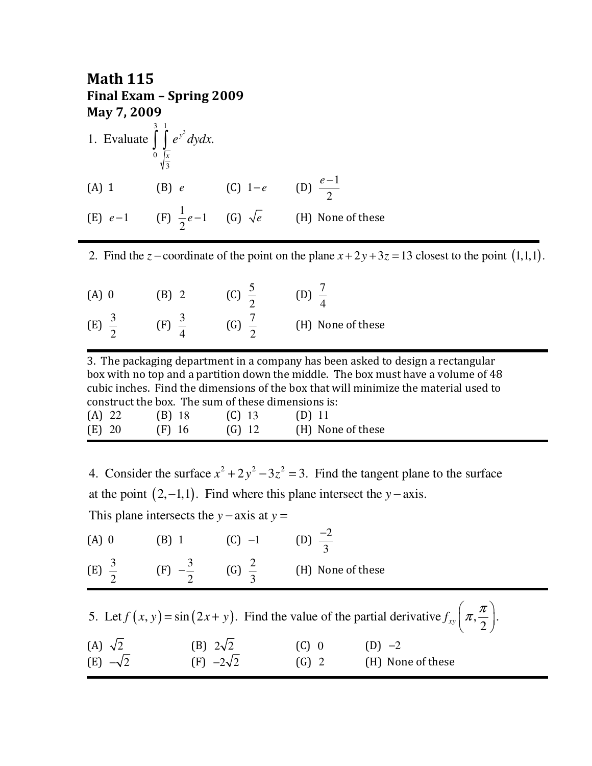# Math 115

## Final Exam – Spring 2009

## May 7, 2009

1. Evaluate $\int_0^3 \int_{\sqrt{\frac{x}{3}}}^1 e^{y^3} \, dy dx.$

(A) $1$ (B) $e$ (C) $1-e$ (D) $\frac{e-1}{2}$

(E) $e-1$ (F) $\frac{1}{2}e-1$ (G) $\sqrt{e}$ (H) None of these

---

2. Find the $z-$coordinate of the point on the plane $x+2y+3z=13$ closest to the point $(1,1,1)$.

(A) $0$ (B) $2$ (C) $\frac{5}{2}$ (D) $\frac{7}{4}$

(E) $\frac{3}{2}$ (F) $\frac{3}{4}$ (G) $\frac{7}{2}$ (H) None of these

---

3. The packaging department in a company has been asked to design a rectangular box with no top and a partition down the middle. The box must have a volume of 48 cubic inches. Find the dimensions of the box that will minimize the material used to construct the box. The sum of these dimensions is:

(A) 22 (B) 18 (C) 13 (D) 11

(E) 20 (F) 16 (G) 12 (H) None of these

---

4. Consider the surface $x^2+2y^2-3z^2=3$. Find the tangent plane to the surface at the point $(2,-1,1)$. Find where this plane intersect the $y-$axis.

This plane intersects the $y-$axis at $y=$

(A) $0$ (B) $1$ (C) $-1$ (D) $\frac{-2}{3}$

(E) $\frac{3}{2}$ (F) $-\frac{3}{2}$ (G) $\frac{2}{3}$ (H) None of these

---

5. Let $f(x,y)=\sin(2x+y)$. Find the value of the partial derivative $f_{xy}\left(\pi,\frac{\pi}{2}\right)$.

(A) $\sqrt{2}$ (B) $2\sqrt{2}$ (C) $0$ (D) $-2$

(E) $-\sqrt{2}$ (F) $-2\sqrt{2}$ (G) $2$ (H) None of these

---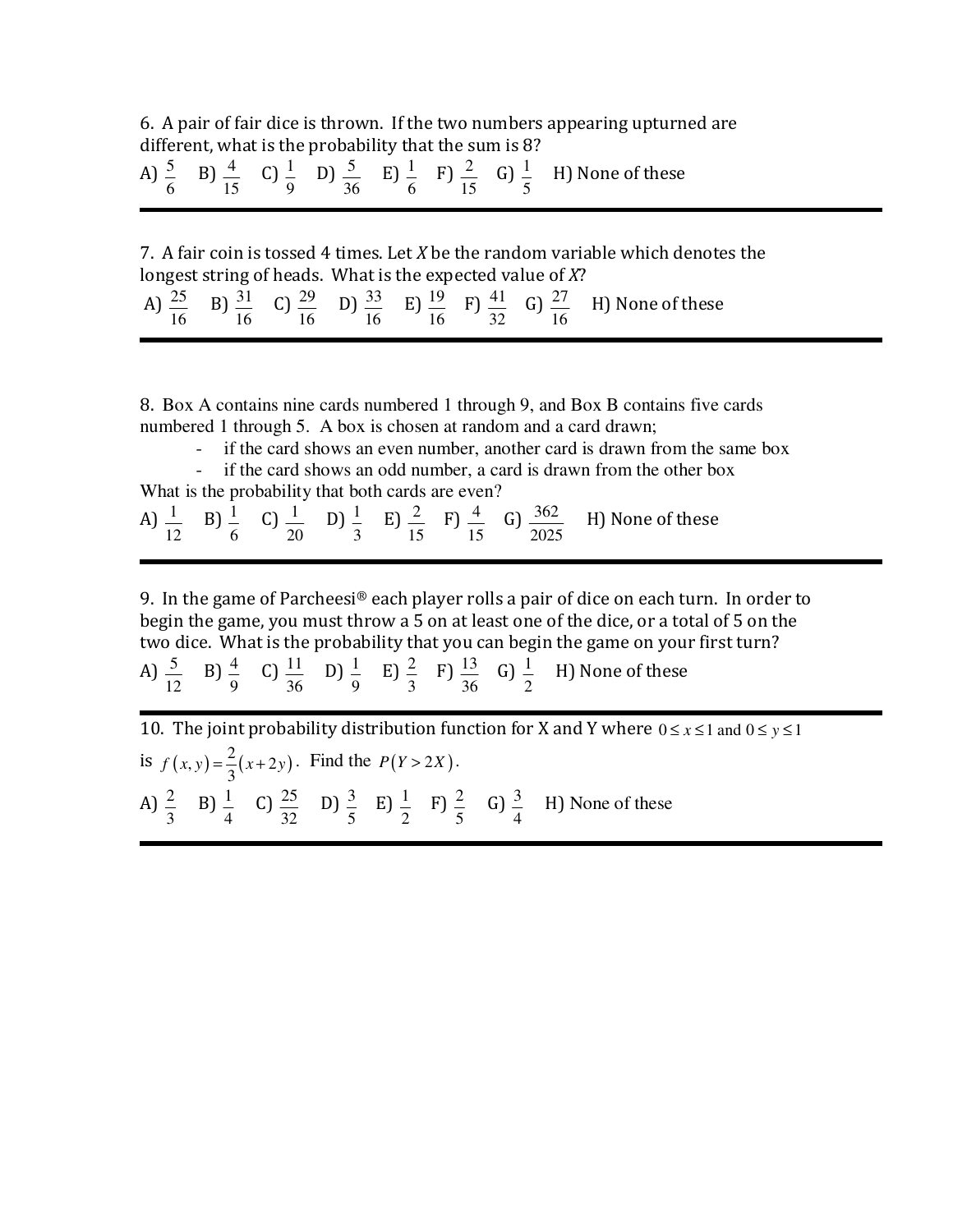6. A pair of fair dice is thrown. If the two numbers appearing upturned are different, what is the probability that the sum is 8?

A) $\frac{5}{6}$ B) $\frac{4}{15}$ C) $\frac{1}{9}$ D) $\frac{5}{36}$ E) $\frac{1}{6}$ F) $\frac{2}{15}$ G) $\frac{1}{5}$ H) None of these

---

7. A fair coin is tossed 4 times. Let $X$ be the random variable which denotes the longest string of heads. What is the expected value of $X$?

A) $\frac{25}{16}$ B) $\frac{31}{16}$ C) $\frac{29}{16}$ D) $\frac{33}{16}$ E) $\frac{19}{16}$ F) $\frac{41}{32}$ G) $\frac{27}{16}$ H) None of these

---

8. Box A contains nine cards numbered 1 through 9, and Box B contains five cards numbered 1 through 5. A box is chosen at random and a card drawn;

- if the card shows an even number, another card is drawn from the same box
- if the card shows an odd number, a card is drawn from the other box

What is the probability that both cards are even?

A) $\frac{1}{12}$ B) $\frac{1}{6}$ C) $\frac{1}{20}$ D) $\frac{1}{3}$ E) $\frac{2}{15}$ F) $\frac{4}{15}$ G) $\frac{362}{2025}$ H) None of these

---

9. In the game of Parcheesi® each player rolls a pair of dice on each turn. In order to begin the game, you must throw a 5 on at least one of the dice, or a total of 5 on the two dice. What is the probability that you can begin the game on your first turn?

A) $\frac{5}{12}$ B) $\frac{4}{9}$ C) $\frac{11}{36}$ D) $\frac{1}{9}$ E) $\frac{2}{3}$ F) $\frac{13}{36}$ G) $\frac{1}{2}$ H) None of these

---

10. The joint probability distribution function for X and Y where $0 \le x \le 1$ and $0 \le y \le 1$ is $f(x, y) = \frac{2}{3}(x + 2y)$. Find the $P(Y > 2X)$.

A) $\frac{2}{3}$ B) $\frac{1}{4}$ C) $\frac{25}{32}$ D) $\frac{3}{5}$ E) $\frac{1}{2}$ F) $\frac{2}{5}$ G) $\frac{3}{4}$ H) None of these

---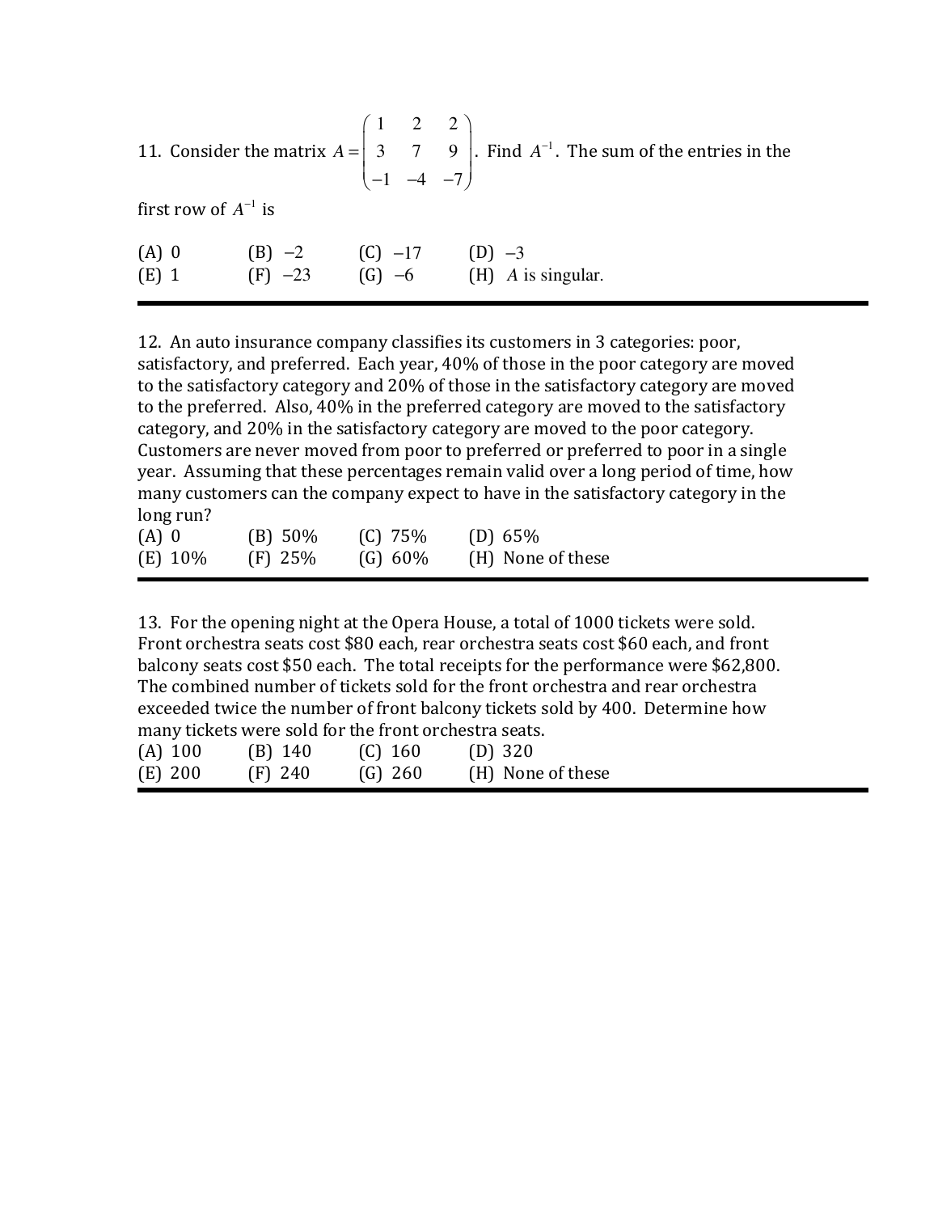11. Consider the matrix $A = \begin{pmatrix} 1 & 2 & 2 \\ 3 & 7 & 9 \\ -1 & -4 & -7 \end{pmatrix}$. Find $A^{-1}$. The sum of the entries in the first row of $A^{-1}$ is

| | | | |
|---|---|---|---|
| (A) 0 | (B) $-2$ | (C) $-17$ | (D) $-3$ |
| (E) 1 | (F) $-23$ | (G) $-6$ | (H) $A$ is singular. |

---

12. An auto insurance company classifies its customers in 3 categories: poor, satisfactory, and preferred. Each year, 40% of those in the poor category are moved to the satisfactory category and 20% of those in the satisfactory category are moved to the preferred. Also, 40% in the preferred category are moved to the satisfactory category, and 20% in the satisfactory category are moved to the poor category. Customers are never moved from poor to preferred or preferred to poor in a single year. Assuming that these percentages remain valid over a long period of time, how many customers can the company expect to have in the satisfactory category in the long run?

| | | | |
|---|---|---|---|
| (A) 0 | (B) 50% | (C) 75% | (D) 65% |
| (E) 10% | (F) 25% | (G) 60% | (H) None of these |

---

13. For the opening night at the Opera House, a total of 1000 tickets were sold. Front orchestra seats cost \$80 each, rear orchestra seats cost \$60 each, and front balcony seats cost \$50 each. The total receipts for the performance were \$62,800. The combined number of tickets sold for the front orchestra and rear orchestra exceeded twice the number of front balcony tickets sold by 400. Determine how many tickets were sold for the front orchestra seats.

| | | | |
|---|---|---|---|
| (A) 100 | (B) 140 | (C) 160 | (D) 320 |
| (E) 200 | (F) 240 | (G) 260 | (H) None of these |

---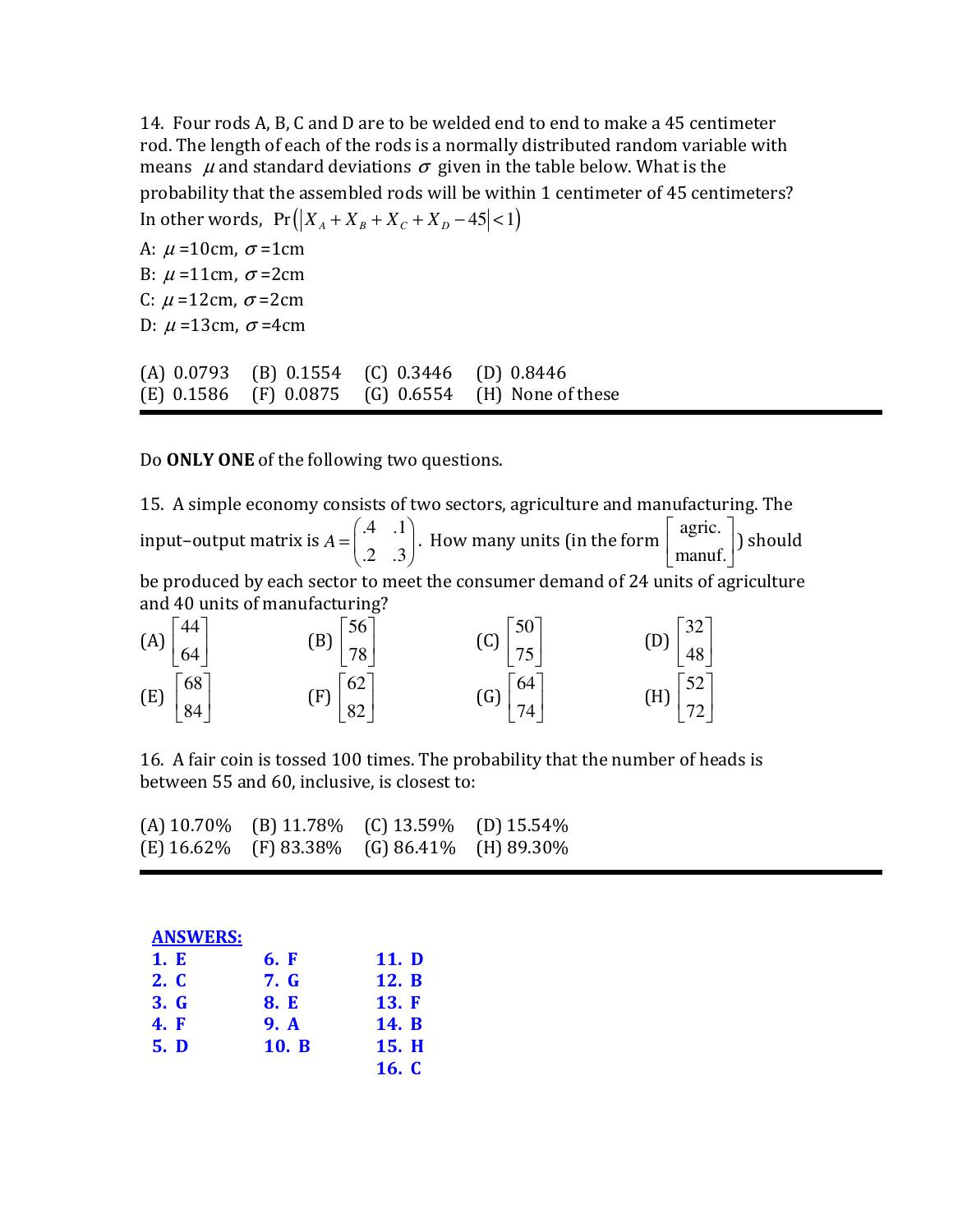14. Four rods A, B, C and D are to be welded end to end to make a 45 centimeter rod. The length of each of the rods is a normally distributed random variable with means $\mu$ and standard deviations $\sigma$ given in the table below. What is the probability that the assembled rods will be within 1 centimeter of 45 centimeters? In other words, $\Pr\left(\left|X_A + X_B + X_C + X_D - 45\right| < 1\right)$

A: $\mu$ =10cm, $\sigma$ =1cm
B: $\mu$ =11cm, $\sigma$ =2cm
C: $\mu$ =12cm, $\sigma$ =2cm
D: $\mu$ =13cm, $\sigma$ =4cm

(A) 0.0793 (B) 0.1554 (C) 0.3446 (D) 0.8446
(E) 0.1586 (F) 0.0875 (G) 0.6554 (H) None of these

---

Do **ONLY ONE** of the following two questions.

15. A simple economy consists of two sectors, agriculture and manufacturing. The input–output matrix is $A = \begin{pmatrix} .4 & .1 \\ .2 & .3 \end{pmatrix}$. How many units (in the form $\begin{bmatrix} \text{agric.} \\ \text{manuf.} \end{bmatrix}$) should be produced by each sector to meet the consumer demand of 24 units of agriculture and 40 units of manufacturing?

(A) $\begin{bmatrix} 44 \\ 64 \end{bmatrix}$ (B) $\begin{bmatrix} 56 \\ 78 \end{bmatrix}$ (C) $\begin{bmatrix} 50 \\ 75 \end{bmatrix}$ (D) $\begin{bmatrix} 32 \\ 48 \end{bmatrix}$

(E) $\begin{bmatrix} 68 \\ 84 \end{bmatrix}$ (F) $\begin{bmatrix} 62 \\ 82 \end{bmatrix}$ (G) $\begin{bmatrix} 64 \\ 74 \end{bmatrix}$ (H) $\begin{bmatrix} 52 \\ 72 \end{bmatrix}$

16. A fair coin is tossed 100 times. The probability that the number of heads is between 55 and 60, inclusive, is closest to:

(A) 10.70% (B) 11.78% (C) 13.59% (D) 15.54%
(E) 16.62% (F) 83.38% (G) 86.41% (H) 89.30%

---

**ANSWERS:**

| | | |
|---|---|---|
| **1. E** | **6. F** | **11. D** |
| **2. C** | **7. G** | **12. B** |
| **3. G** | **8. E** | **13. F** |
| **4. F** | **9. A** | **14. B** |
| **5. D** | **10. B** | **15. H** |
| | | **16. C** |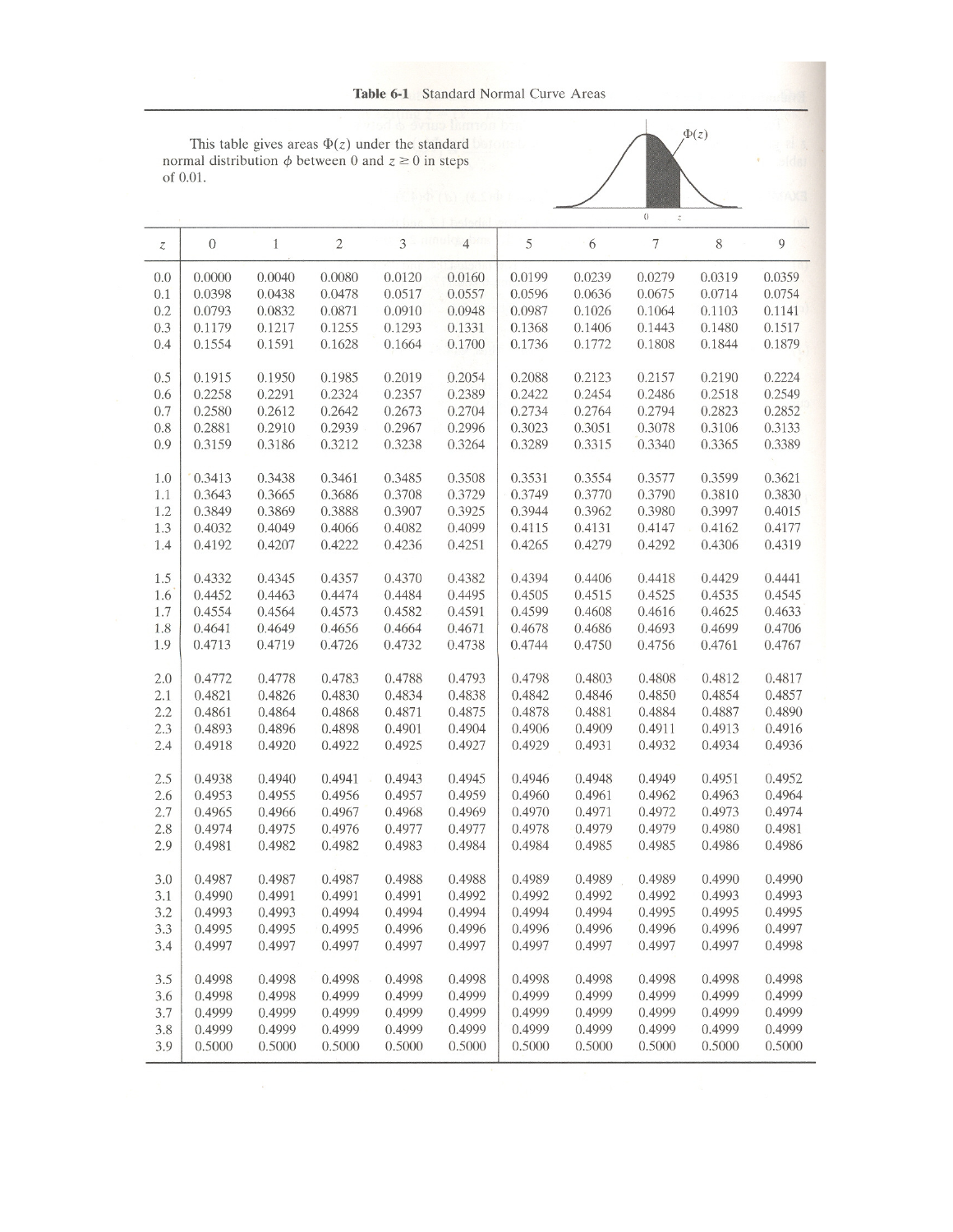**Table 6-1** Standard Normal Curve Areas

This table gives areas $\Phi(z)$ under the standard normal distribution $\phi$ between 0 and $z \geq 0$ in steps of 0.01.

| $z$ | 0 | 1 | 2 | 3 | 4 | 5 | 6 | 7 | 8 | 9 |
|---|---|---|---|---|---|---|---|---|---|---|
| 0.0 | 0.0000 | 0.0040 | 0.0080 | 0.0120 | 0.0160 | 0.0199 | 0.0239 | 0.0279 | 0.0319 | 0.0359 |
| 0.1 | 0.0398 | 0.0438 | 0.0478 | 0.0517 | 0.0557 | 0.0596 | 0.0636 | 0.0675 | 0.0714 | 0.0754 |
| 0.2 | 0.0793 | 0.0832 | 0.0871 | 0.0910 | 0.0948 | 0.0987 | 0.1026 | 0.1064 | 0.1103 | 0.1141 |
| 0.3 | 0.1179 | 0.1217 | 0.1255 | 0.1293 | 0.1331 | 0.1368 | 0.1406 | 0.1443 | 0.1480 | 0.1517 |
| 0.4 | 0.1554 | 0.1591 | 0.1628 | 0.1664 | 0.1700 | 0.1736 | 0.1772 | 0.1808 | 0.1844 | 0.1879 |
| 0.5 | 0.1915 | 0.1950 | 0.1985 | 0.2019 | 0.2054 | 0.2088 | 0.2123 | 0.2157 | 0.2190 | 0.2224 |
| 0.6 | 0.2258 | 0.2291 | 0.2324 | 0.2357 | 0.2389 | 0.2422 | 0.2454 | 0.2486 | 0.2518 | 0.2549 |
| 0.7 | 0.2580 | 0.2612 | 0.2642 | 0.2673 | 0.2704 | 0.2734 | 0.2764 | 0.2794 | 0.2823 | 0.2852 |
| 0.8 | 0.2881 | 0.2910 | 0.2939 | 0.2967 | 0.2996 | 0.3023 | 0.3051 | 0.3078 | 0.3106 | 0.3133 |
| 0.9 | 0.3159 | 0.3186 | 0.3212 | 0.3238 | 0.3264 | 0.3289 | 0.3315 | 0.3340 | 0.3365 | 0.3389 |
| 1.0 | 0.3413 | 0.3438 | 0.3461 | 0.3485 | 0.3508 | 0.3531 | 0.3554 | 0.3577 | 0.3599 | 0.3621 |
| 1.1 | 0.3643 | 0.3665 | 0.3686 | 0.3708 | 0.3729 | 0.3749 | 0.3770 | 0.3790 | 0.3810 | 0.3830 |
| 1.2 | 0.3849 | 0.3869 | 0.3888 | 0.3907 | 0.3925 | 0.3944 | 0.3962 | 0.3980 | 0.3997 | 0.4015 |
| 1.3 | 0.4032 | 0.4049 | 0.4066 | 0.4082 | 0.4099 | 0.4115 | 0.4131 | 0.4147 | 0.4162 | 0.4177 |
| 1.4 | 0.4192 | 0.4207 | 0.4222 | 0.4236 | 0.4251 | 0.4265 | 0.4279 | 0.4292 | 0.4306 | 0.4319 |
| 1.5 | 0.4332 | 0.4345 | 0.4357 | 0.4370 | 0.4382 | 0.4394 | 0.4406 | 0.4418 | 0.4429 | 0.4441 |
| 1.6 | 0.4452 | 0.4463 | 0.4474 | 0.4484 | 0.4495 | 0.4505 | 0.4515 | 0.4525 | 0.4535 | 0.4545 |
| 1.7 | 0.4554 | 0.4564 | 0.4573 | 0.4582 | 0.4591 | 0.4599 | 0.4608 | 0.4616 | 0.4625 | 0.4633 |
| 1.8 | 0.4641 | 0.4649 | 0.4656 | 0.4664 | 0.4671 | 0.4678 | 0.4686 | 0.4693 | 0.4699 | 0.4706 |
| 1.9 | 0.4713 | 0.4719 | 0.4726 | 0.4732 | 0.4738 | 0.4744 | 0.4750 | 0.4756 | 0.4761 | 0.4767 |
| 2.0 | 0.4772 | 0.4778 | 0.4783 | 0.4788 | 0.4793 | 0.4798 | 0.4803 | 0.4808 | 0.4812 | 0.4817 |
| 2.1 | 0.4821 | 0.4826 | 0.4830 | 0.4834 | 0.4838 | 0.4842 | 0.4846 | 0.4850 | 0.4854 | 0.4857 |
| 2.2 | 0.4861 | 0.4864 | 0.4868 | 0.4871 | 0.4875 | 0.4878 | 0.4881 | 0.4884 | 0.4887 | 0.4890 |
| 2.3 | 0.4893 | 0.4896 | 0.4898 | 0.4901 | 0.4904 | 0.4906 | 0.4909 | 0.4911 | 0.4913 | 0.4916 |
| 2.4 | 0.4918 | 0.4920 | 0.4922 | 0.4925 | 0.4927 | 0.4929 | 0.4931 | 0.4932 | 0.4934 | 0.4936 |
| 2.5 | 0.4938 | 0.4940 | 0.4941 | 0.4943 | 0.4945 | 0.4946 | 0.4948 | 0.4949 | 0.4951 | 0.4952 |
| 2.6 | 0.4953 | 0.4955 | 0.4956 | 0.4957 | 0.4959 | 0.4960 | 0.4961 | 0.4962 | 0.4963 | 0.4964 |
| 2.7 | 0.4965 | 0.4966 | 0.4967 | 0.4968 | 0.4969 | 0.4970 | 0.4971 | 0.4972 | 0.4973 | 0.4974 |
| 2.8 | 0.4974 | 0.4975 | 0.4976 | 0.4977 | 0.4977 | 0.4978 | 0.4979 | 0.4979 | 0.4980 | 0.4981 |
| 2.9 | 0.4981 | 0.4982 | 0.4982 | 0.4983 | 0.4984 | 0.4984 | 0.4985 | 0.4985 | 0.4986 | 0.4986 |
| 3.0 | 0.4987 | 0.4987 | 0.4987 | 0.4988 | 0.4988 | 0.4989 | 0.4989 | 0.4989 | 0.4990 | 0.4990 |
| 3.1 | 0.4990 | 0.4991 | 0.4991 | 0.4991 | 0.4992 | 0.4992 | 0.4992 | 0.4992 | 0.4993 | 0.4993 |
| 3.2 | 0.4993 | 0.4993 | 0.4994 | 0.4994 | 0.4994 | 0.4994 | 0.4994 | 0.4995 | 0.4995 | 0.4995 |
| 3.3 | 0.4995 | 0.4995 | 0.4995 | 0.4996 | 0.4996 | 0.4996 | 0.4996 | 0.4996 | 0.4996 | 0.4997 |
| 3.4 | 0.4997 | 0.4997 | 0.4997 | 0.4997 | 0.4997 | 0.4997 | 0.4997 | 0.4997 | 0.4997 | 0.4998 |
| 3.5 | 0.4998 | 0.4998 | 0.4998 | 0.4998 | 0.4998 | 0.4998 | 0.4998 | 0.4998 | 0.4998 | 0.4998 |
| 3.6 | 0.4998 | 0.4998 | 0.4999 | 0.4999 | 0.4999 | 0.4999 | 0.4999 | 0.4999 | 0.4999 | 0.4999 |
| 3.7 | 0.4999 | 0.4999 | 0.4999 | 0.4999 | 0.4999 | 0.4999 | 0.4999 | 0.4999 | 0.4999 | 0.4999 |
| 3.8 | 0.4999 | 0.4999 | 0.4999 | 0.4999 | 0.4999 | 0.4999 | 0.4999 | 0.4999 | 0.4999 | 0.4999 |
| 3.9 | 0.5000 | 0.5000 | 0.5000 | 0.5000 | 0.5000 | 0.5000 | 0.5000 | 0.5000 | 0.5000 | 0.5000 |